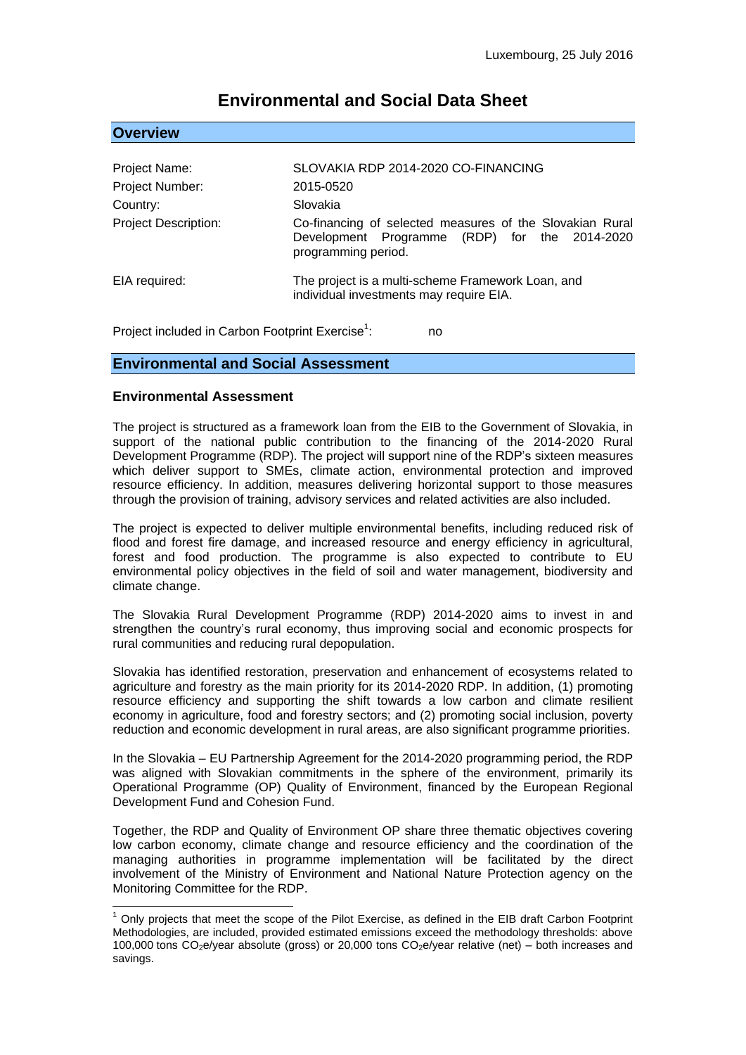Luxembourg, 25 July 2016

# Environmental and Social Data Sheet

## Overview

| | |
|---|---|
| Project Name: | SLOVAKIA RDP 2014-2020 CO-FINANCING |
| Project Number: | 2015-0520 |
| Country: | Slovakia |
| Project Description: | Co-financing of selected measures of the Slovakian Rural Development Programme (RDP) for the 2014-2020 programming period. |
| EIA required: | The project is a multi-scheme Framework Loan, and individual investments may require EIA. |

Project included in Carbon Footprint Exercise[1]: no

## Environmental and Social Assessment

### Environmental Assessment

The project is structured as a framework loan from the EIB to the Government of Slovakia, in support of the national public contribution to the financing of the 2014-2020 Rural Development Programme (RDP). The project will support nine of the RDP's sixteen measures which deliver support to SMEs, climate action, environmental protection and improved resource efficiency. In addition, measures delivering horizontal support to those measures through the provision of training, advisory services and related activities are also included.

The project is expected to deliver multiple environmental benefits, including reduced risk of flood and forest fire damage, and increased resource and energy efficiency in agricultural, forest and food production. The programme is also expected to contribute to EU environmental policy objectives in the field of soil and water management, biodiversity and climate change.

The Slovakia Rural Development Programme (RDP) 2014-2020 aims to invest in and strengthen the country's rural economy, thus improving social and economic prospects for rural communities and reducing rural depopulation.

Slovakia has identified restoration, preservation and enhancement of ecosystems related to agriculture and forestry as the main priority for its 2014-2020 RDP. In addition, (1) promoting resource efficiency and supporting the shift towards a low carbon and climate resilient economy in agriculture, food and forestry sectors; and (2) promoting social inclusion, poverty reduction and economic development in rural areas, are also significant programme priorities.

In the Slovakia – EU Partnership Agreement for the 2014-2020 programming period, the RDP was aligned with Slovakian commitments in the sphere of the environment, primarily its Operational Programme (OP) Quality of Environment, financed by the European Regional Development Fund and Cohesion Fund.

Together, the RDP and Quality of Environment OP share three thematic objectives covering low carbon economy, climate change and resource efficiency and the coordination of the managing authorities in programme implementation will be facilitated by the direct involvement of the Ministry of Environment and National Nature Protection agency on the Monitoring Committee for the RDP.

[1] Only projects that meet the scope of the Pilot Exercise, as defined in the EIB draft Carbon Footprint Methodologies, are included, provided estimated emissions exceed the methodology thresholds: above 100,000 tons $CO_2e$/year absolute (gross) or 20,000 tons $CO_2e$/year relative (net) – both increases and savings.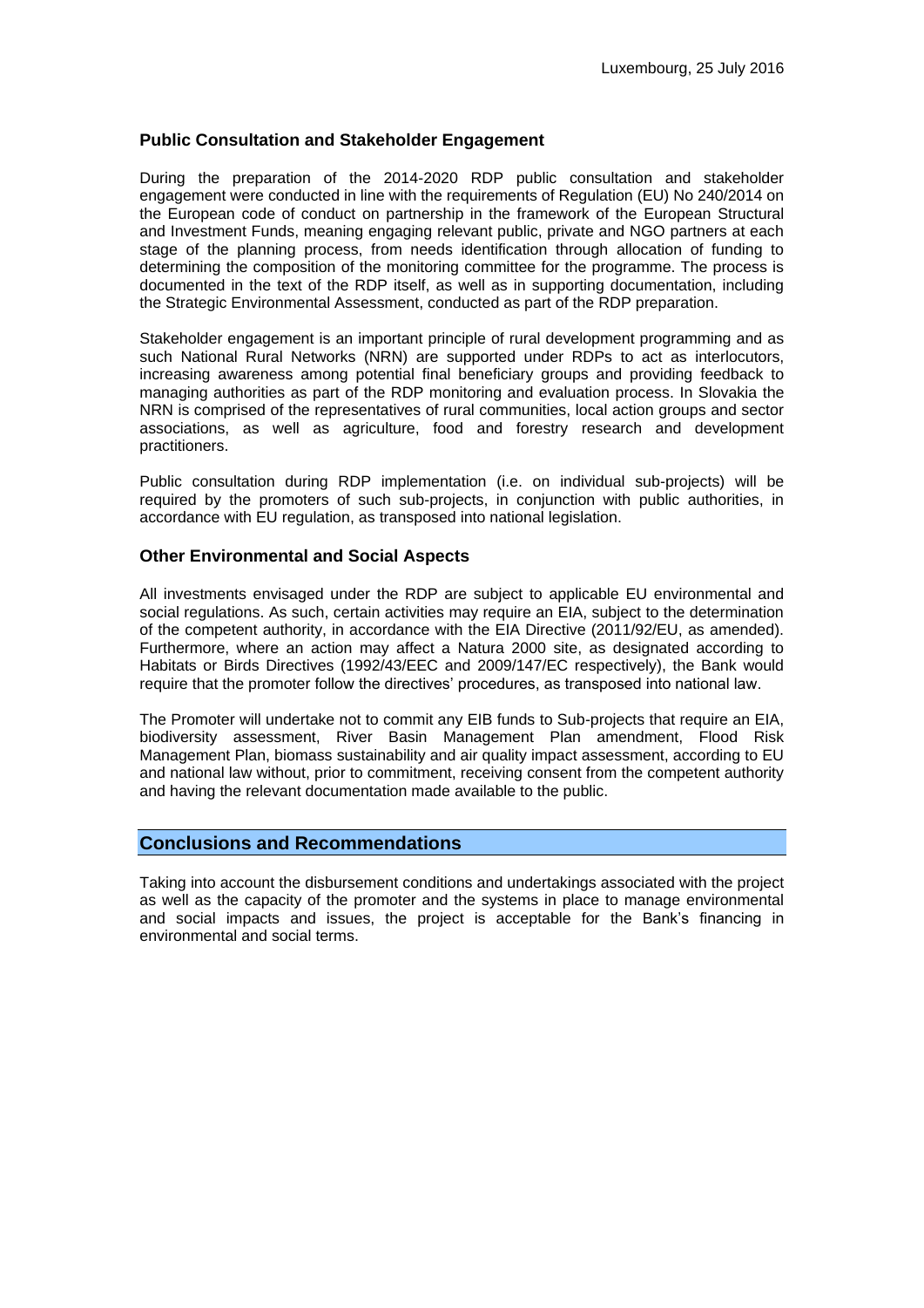Luxembourg, 25 July 2016

### Public Consultation and Stakeholder Engagement

During the preparation of the 2014-2020 RDP public consultation and stakeholder engagement were conducted in line with the requirements of Regulation (EU) No 240/2014 on the European code of conduct on partnership in the framework of the European Structural and Investment Funds, meaning engaging relevant public, private and NGO partners at each stage of the planning process, from needs identification through allocation of funding to determining the composition of the monitoring committee for the programme. The process is documented in the text of the RDP itself, as well as in supporting documentation, including the Strategic Environmental Assessment, conducted as part of the RDP preparation.

Stakeholder engagement is an important principle of rural development programming and as such National Rural Networks (NRN) are supported under RDPs to act as interlocutors, increasing awareness among potential final beneficiary groups and providing feedback to managing authorities as part of the RDP monitoring and evaluation process. In Slovakia the NRN is comprised of the representatives of rural communities, local action groups and sector associations, as well as agriculture, food and forestry research and development practitioners.

Public consultation during RDP implementation (i.e. on individual sub-projects) will be required by the promoters of such sub-projects, in conjunction with public authorities, in accordance with EU regulation, as transposed into national legislation.

### Other Environmental and Social Aspects

All investments envisaged under the RDP are subject to applicable EU environmental and social regulations. As such, certain activities may require an EIA, subject to the determination of the competent authority, in accordance with the EIA Directive (2011/92/EU, as amended). Furthermore, where an action may affect a Natura 2000 site, as designated according to Habitats or Birds Directives (1992/43/EEC and 2009/147/EC respectively), the Bank would require that the promoter follow the directives' procedures, as transposed into national law.

The Promoter will undertake not to commit any EIB funds to Sub-projects that require an EIA, biodiversity assessment, River Basin Management Plan amendment, Flood Risk Management Plan, biomass sustainability and air quality impact assessment, according to EU and national law without, prior to commitment, receiving consent from the competent authority and having the relevant documentation made available to the public.

## Conclusions and Recommendations

Taking into account the disbursement conditions and undertakings associated with the project as well as the capacity of the promoter and the systems in place to manage environmental and social impacts and issues, the project is acceptable for the Bank's financing in environmental and social terms.